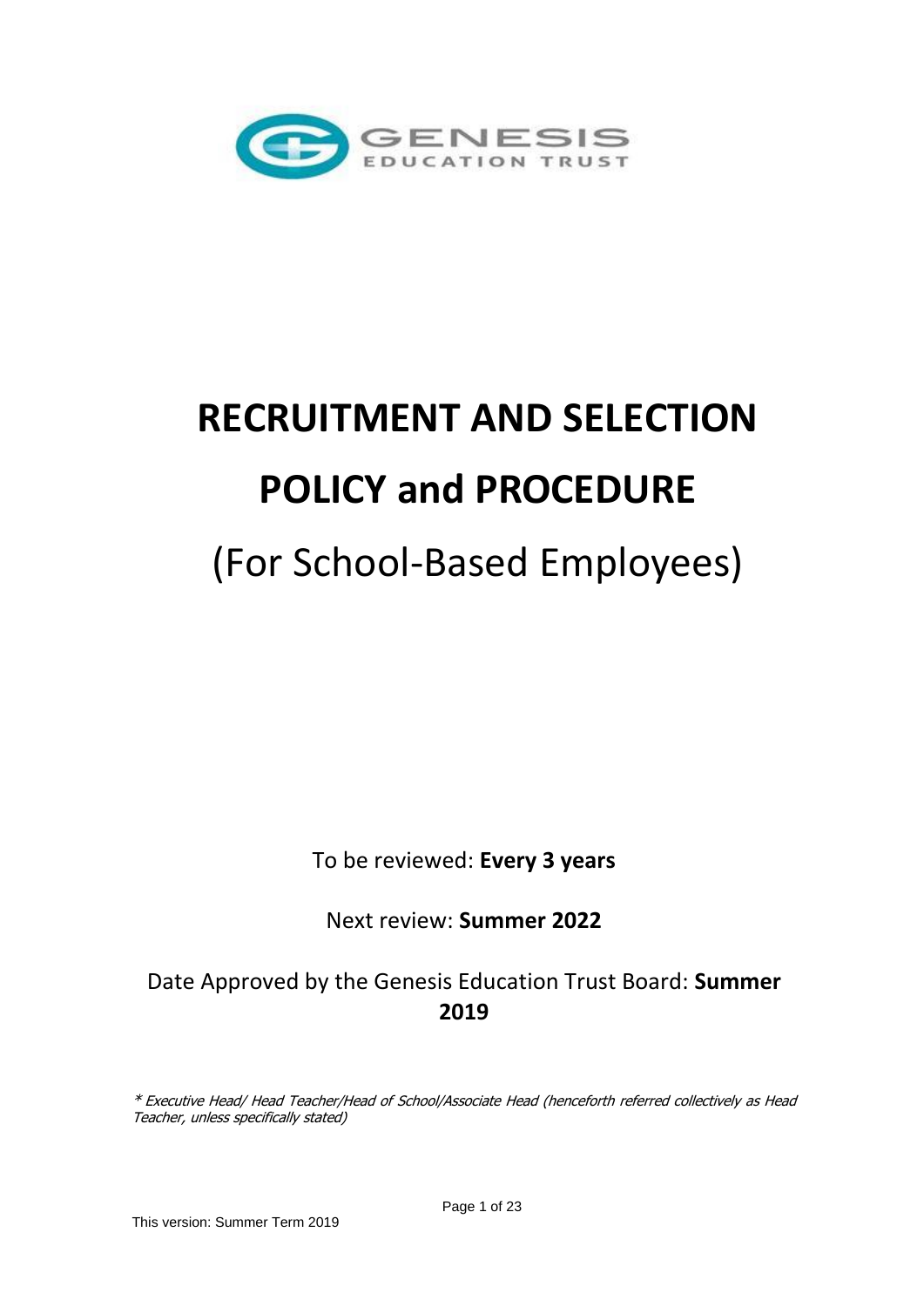GENESIS EDUCATION TRUST

# RECRUITMENT AND SELECTION POLICY and PROCEDURE

## (For School-Based Employees)

To be reviewed: **Every 3 years**

Next review: **Summer 2022**

Date Approved by the Genesis Education Trust Board: **Summer 2019**

*\* Executive Head/ Head Teacher/Head of School/Associate Head (henceforth referred collectively as Head Teacher, unless specifically stated)*

This version: Summer Term 2019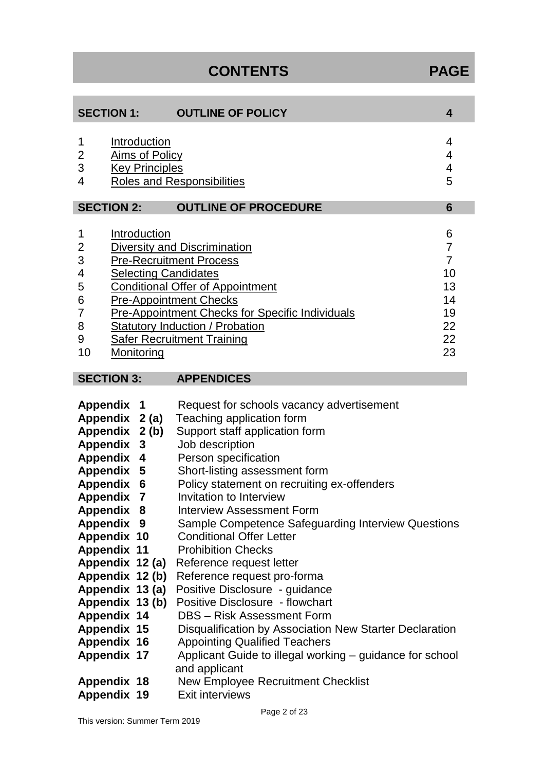# CONTENTS PAGE

| SECTION 1: | OUTLINE OF POLICY | 4 |
|---|---|---|
| 1 | Introduction | 4 |
| 2 | Aims of Policy | 4 |
| 3 | Key Principles | 4 |
| 4 | Roles and Responsibilities | 5 |

| SECTION 2: | OUTLINE OF PROCEDURE | 6 |
|---|---|---|
| 1 | Introduction | 6 |
| 2 | Diversity and Discrimination | 7 |
| 3 | Pre-Recruitment Process | 7 |
| 4 | Selecting Candidates | 10 |
| 5 | Conditional Offer of Appointment | 13 |
| 6 | Pre-Appointment Checks | 14 |
| 7 | Pre-Appointment Checks for Specific Individuals | 19 |
| 8 | Statutory Induction / Probation | 22 |
| 9 | Safer Recruitment Training | 22 |
| 10 | Monitoring | 23 |

| SECTION 3: | APPENDICES |
|---|---|
| **Appendix 1** | Request for schools vacancy advertisement |
| **Appendix 2 (a)** | Teaching application form |
| **Appendix 2 (b)** | Support staff application form |
| **Appendix 3** | Job description |
| **Appendix 4** | Person specification |
| **Appendix 5** | Short-listing assessment form |
| **Appendix 6** | Policy statement on recruiting ex-offenders |
| **Appendix 7** | Invitation to Interview |
| **Appendix 8** | Interview Assessment Form |
| **Appendix 9** | Sample Competence Safeguarding Interview Questions |
| **Appendix 10** | Conditional Offer Letter |
| **Appendix 11** | Prohibition Checks |
| **Appendix 12 (a)** | Reference request letter |
| **Appendix 12 (b)** | Reference request pro-forma |
| **Appendix 13 (a)** | Positive Disclosure - guidance |
| **Appendix 13 (b)** | Positive Disclosure - flowchart |
| **Appendix 14** | DBS – Risk Assessment Form |
| **Appendix 15** | Disqualification by Association New Starter Declaration |
| **Appendix 16** | Appointing Qualified Teachers |
| **Appendix 17** | Applicant Guide to illegal working – guidance for school and applicant |
| **Appendix 18** | New Employee Recruitment Checklist |
| **Appendix 19** | Exit interviews |

This version: Summer Term 2019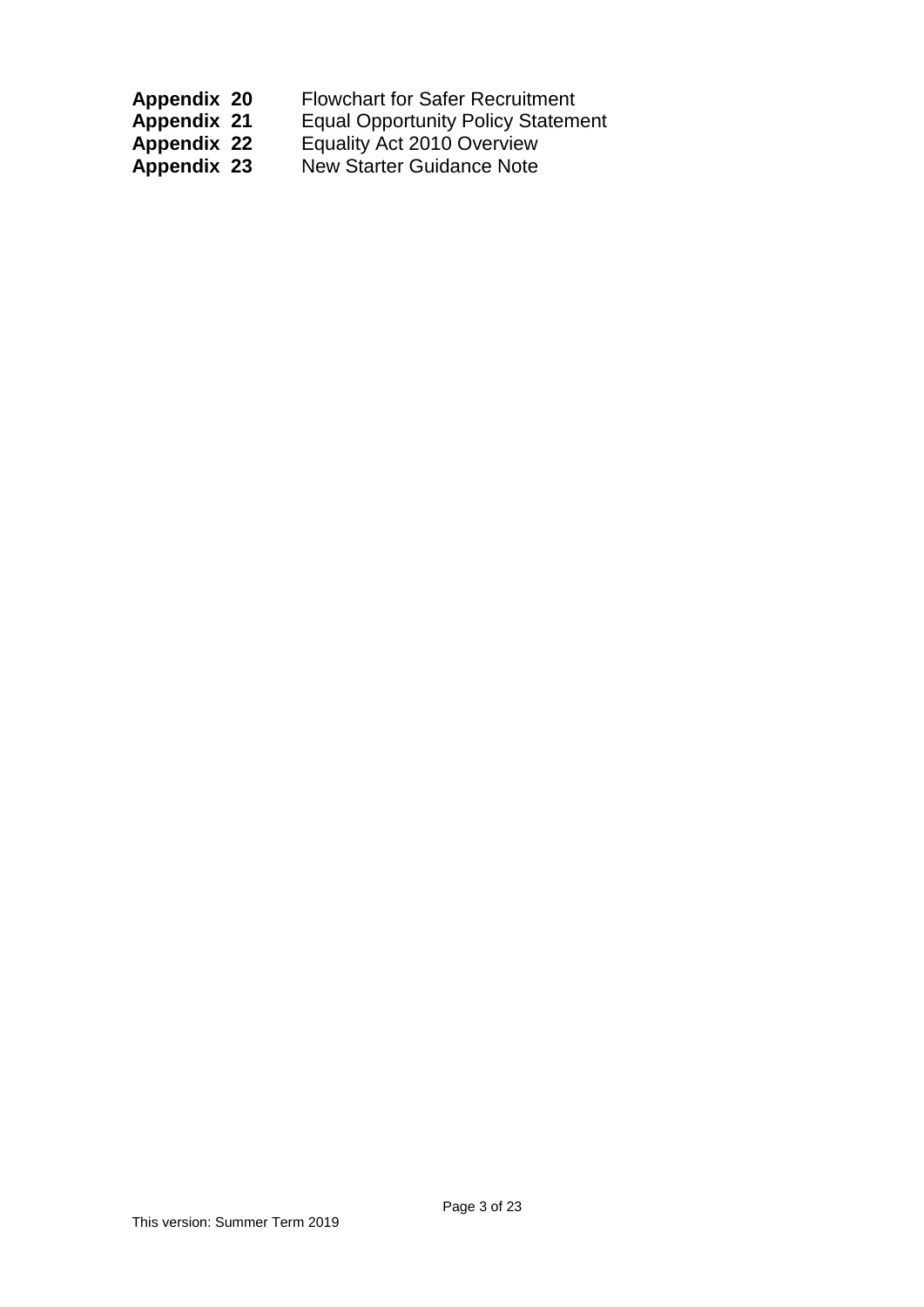**Appendix 20** Flowchart for Safer Recruitment
**Appendix 21** Equal Opportunity Policy Statement
**Appendix 22** Equality Act 2010 Overview
**Appendix 23** New Starter Guidance Note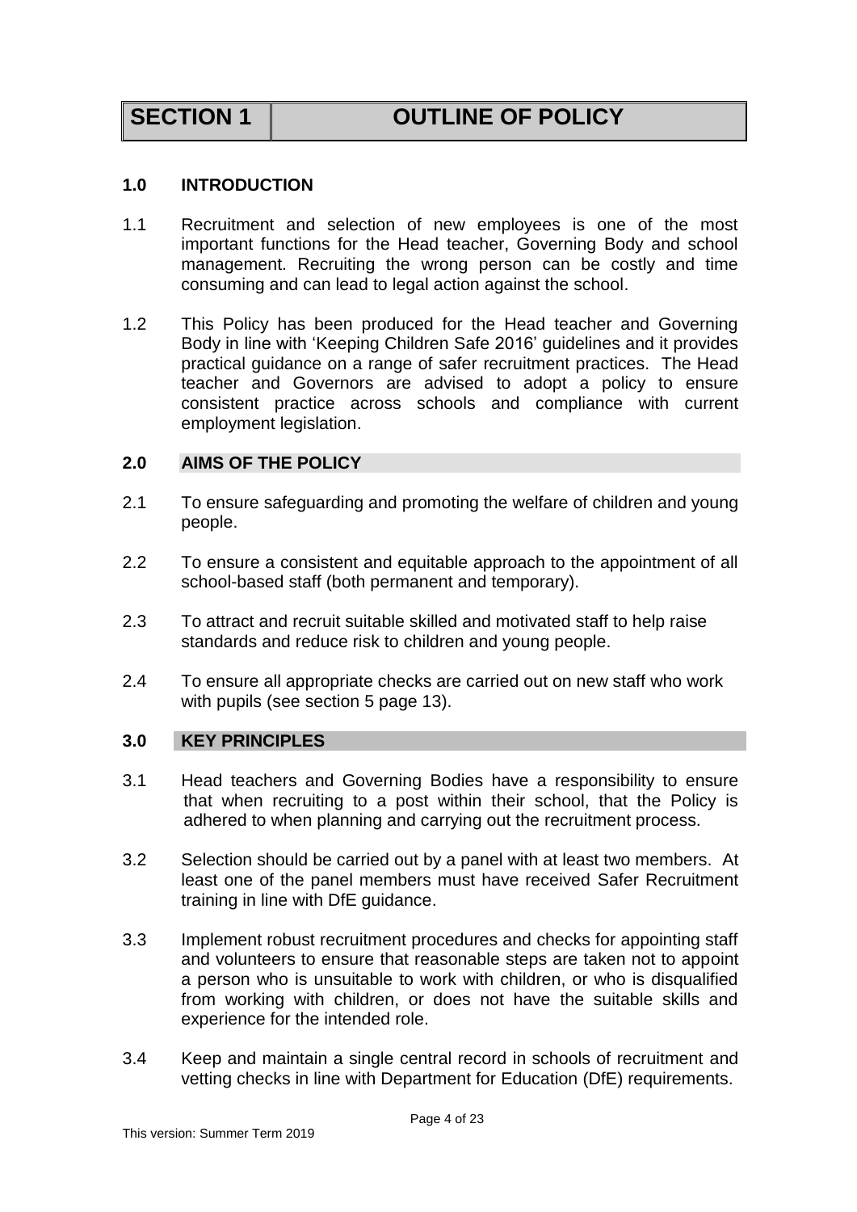# SECTION 1 — OUTLINE OF POLICY

## 1.0 INTRODUCTION

1.1 Recruitment and selection of new employees is one of the most important functions for the Head teacher, Governing Body and school management. Recruiting the wrong person can be costly and time consuming and can lead to legal action against the school.

1.2 This Policy has been produced for the Head teacher and Governing Body in line with 'Keeping Children Safe 2016' guidelines and it provides practical guidance on a range of safer recruitment practices. The Head teacher and Governors are advised to adopt a policy to ensure consistent practice across schools and compliance with current employment legislation.

## 2.0 AIMS OF THE POLICY

2.1 To ensure safeguarding and promoting the welfare of children and young people.

2.2 To ensure a consistent and equitable approach to the appointment of all school-based staff (both permanent and temporary).

2.3 To attract and recruit suitable skilled and motivated staff to help raise standards and reduce risk to children and young people.

2.4 To ensure all appropriate checks are carried out on new staff who work with pupils (see section 5 page 13).

## 3.0 KEY PRINCIPLES

3.1 Head teachers and Governing Bodies have a responsibility to ensure that when recruiting to a post within their school, that the Policy is adhered to when planning and carrying out the recruitment process.

3.2 Selection should be carried out by a panel with at least two members. At least one of the panel members must have received Safer Recruitment training in line with DfE guidance.

3.3 Implement robust recruitment procedures and checks for appointing staff and volunteers to ensure that reasonable steps are taken not to appoint a person who is unsuitable to work with children, or who is disqualified from working with children, or does not have the suitable skills and experience for the intended role.

3.4 Keep and maintain a single central record in schools of recruitment and vetting checks in line with Department for Education (DfE) requirements.

This version: Summer Term 2019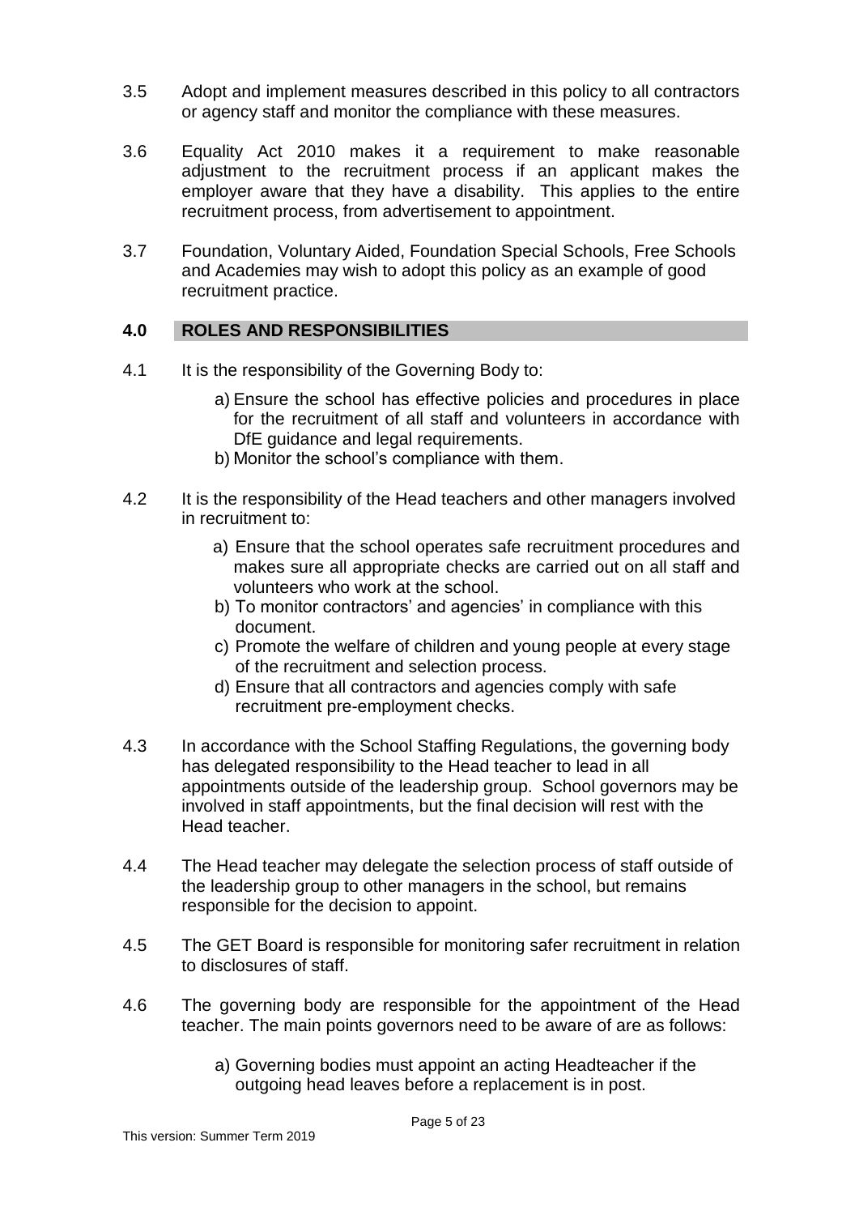3.5 Adopt and implement measures described in this policy to all contractors or agency staff and monitor the compliance with these measures.

3.6 Equality Act 2010 makes it a requirement to make reasonable adjustment to the recruitment process if an applicant makes the employer aware that they have a disability. This applies to the entire recruitment process, from advertisement to appointment.

3.7 Foundation, Voluntary Aided, Foundation Special Schools, Free Schools and Academies may wish to adopt this policy as an example of good recruitment practice.

## 4.0 ROLES AND RESPONSIBILITIES

4.1 It is the responsibility of the Governing Body to:

a) Ensure the school has effective policies and procedures in place for the recruitment of all staff and volunteers in accordance with DfE guidance and legal requirements.
b) Monitor the school's compliance with them.

4.2 It is the responsibility of the Head teachers and other managers involved in recruitment to:

a) Ensure that the school operates safe recruitment procedures and makes sure all appropriate checks are carried out on all staff and volunteers who work at the school.
b) To monitor contractors' and agencies' in compliance with this document.
c) Promote the welfare of children and young people at every stage of the recruitment and selection process.
d) Ensure that all contractors and agencies comply with safe recruitment pre-employment checks.

4.3 In accordance with the School Staffing Regulations, the governing body has delegated responsibility to the Head teacher to lead in all appointments outside of the leadership group. School governors may be involved in staff appointments, but the final decision will rest with the Head teacher.

4.4 The Head teacher may delegate the selection process of staff outside of the leadership group to other managers in the school, but remains responsible for the decision to appoint.

4.5 The GET Board is responsible for monitoring safer recruitment in relation to disclosures of staff.

4.6 The governing body are responsible for the appointment of the Head teacher. The main points governors need to be aware of are as follows:

a) Governing bodies must appoint an acting Headteacher if the outgoing head leaves before a replacement is in post.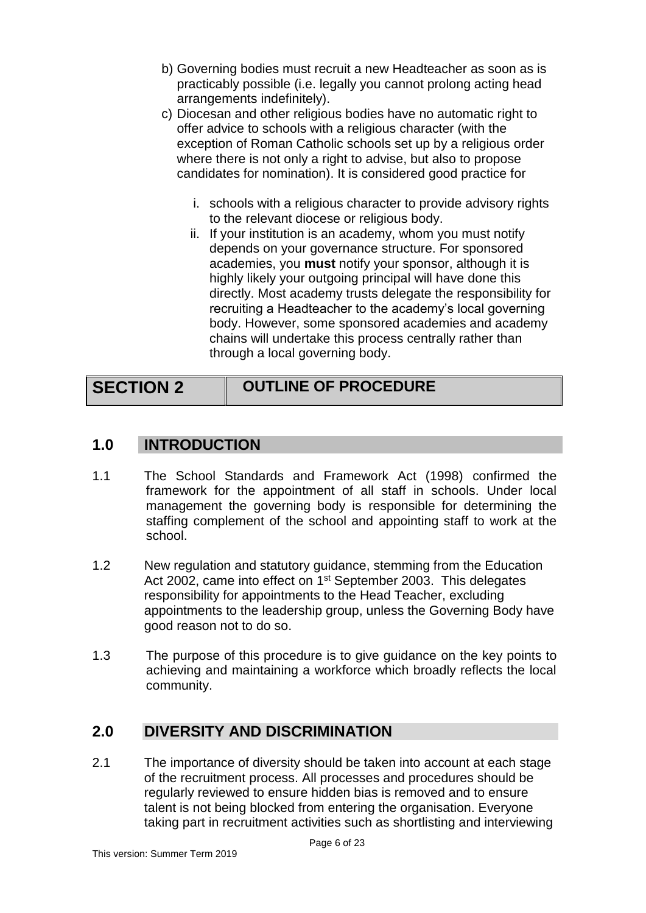b) Governing bodies must recruit a new Headteacher as soon as is practicably possible (i.e. legally you cannot prolong acting head arrangements indefinitely).

c) Diocesan and other religious bodies have no automatic right to offer advice to schools with a religious character (with the exception of Roman Catholic schools set up by a religious order where there is not only a right to advise, but also to propose candidates for nomination). It is considered good practice for

   i. schools with a religious character to provide advisory rights to the relevant diocese or religious body.

   ii. If your institution is an academy, whom you must notify depends on your governance structure. For sponsored academies, you **must** notify your sponsor, although it is highly likely your outgoing principal will have done this directly. Most academy trusts delegate the responsibility for recruiting a Headteacher to the academy's local governing body. However, some sponsored academies and academy chains will undertake this process centrally rather than through a local governing body.

# SECTION 2 OUTLINE OF PROCEDURE

## 1.0 INTRODUCTION

1.1 The School Standards and Framework Act (1998) confirmed the framework for the appointment of all staff in schools. Under local management the governing body is responsible for determining the staffing complement of the school and appointing staff to work at the school.

1.2 New regulation and statutory guidance, stemming from the Education Act 2002, came into effect on 1st September 2003. This delegates responsibility for appointments to the Head Teacher, excluding appointments to the leadership group, unless the Governing Body have good reason not to do so.

1.3 The purpose of this procedure is to give guidance on the key points to achieving and maintaining a workforce which broadly reflects the local community.

## 2.0 DIVERSITY AND DISCRIMINATION

2.1 The importance of diversity should be taken into account at each stage of the recruitment process. All processes and procedures should be regularly reviewed to ensure hidden bias is removed and to ensure talent is not being blocked from entering the organisation. Everyone taking part in recruitment activities such as shortlisting and interviewing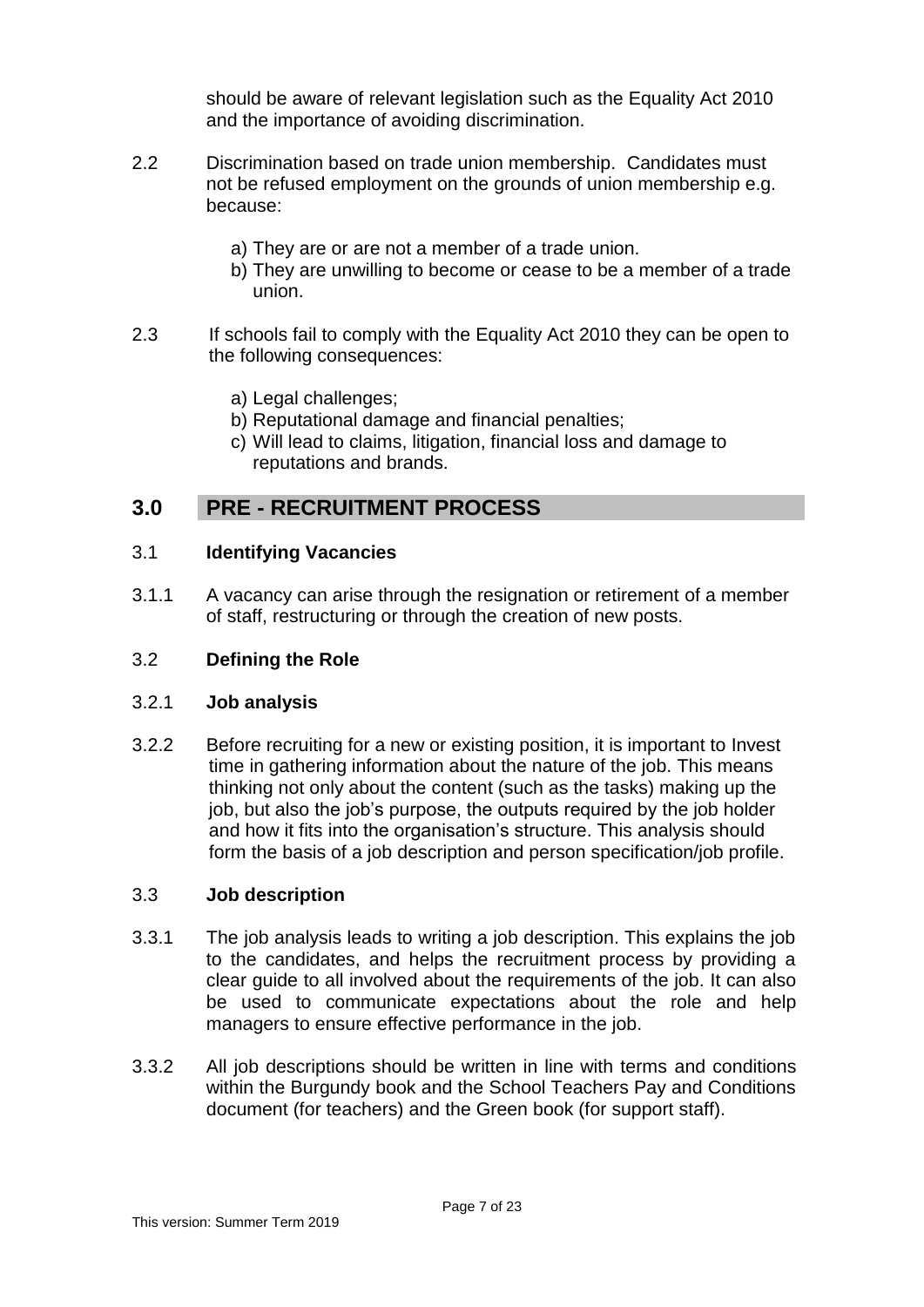should be aware of relevant legislation such as the Equality Act 2010 and the importance of avoiding discrimination.

2.2 Discrimination based on trade union membership. Candidates must not be refused employment on the grounds of union membership e.g. because:

a) They are or are not a member of a trade union.
b) They are unwilling to become or cease to be a member of a trade union.

2.3 If schools fail to comply with the Equality Act 2010 they can be open to the following consequences:

a) Legal challenges;
b) Reputational damage and financial penalties;
c) Will lead to claims, litigation, financial loss and damage to reputations and brands.

## 3.0 PRE - RECRUITMENT PROCESS

### 3.1 Identifying Vacancies

3.1.1 A vacancy can arise through the resignation or retirement of a member of staff, restructuring or through the creation of new posts.

### 3.2 Defining the Role

#### 3.2.1 Job analysis

3.2.2 Before recruiting for a new or existing position, it is important to Invest time in gathering information about the nature of the job. This means thinking not only about the content (such as the tasks) making up the job, but also the job's purpose, the outputs required by the job holder and how it fits into the organisation's structure. This analysis should form the basis of a job description and person specification/job profile.

### 3.3 Job description

3.3.1 The job analysis leads to writing a job description. This explains the job to the candidates, and helps the recruitment process by providing a clear guide to all involved about the requirements of the job. It can also be used to communicate expectations about the role and help managers to ensure effective performance in the job.

3.3.2 All job descriptions should be written in line with terms and conditions within the Burgundy book and the School Teachers Pay and Conditions document (for teachers) and the Green book (for support staff).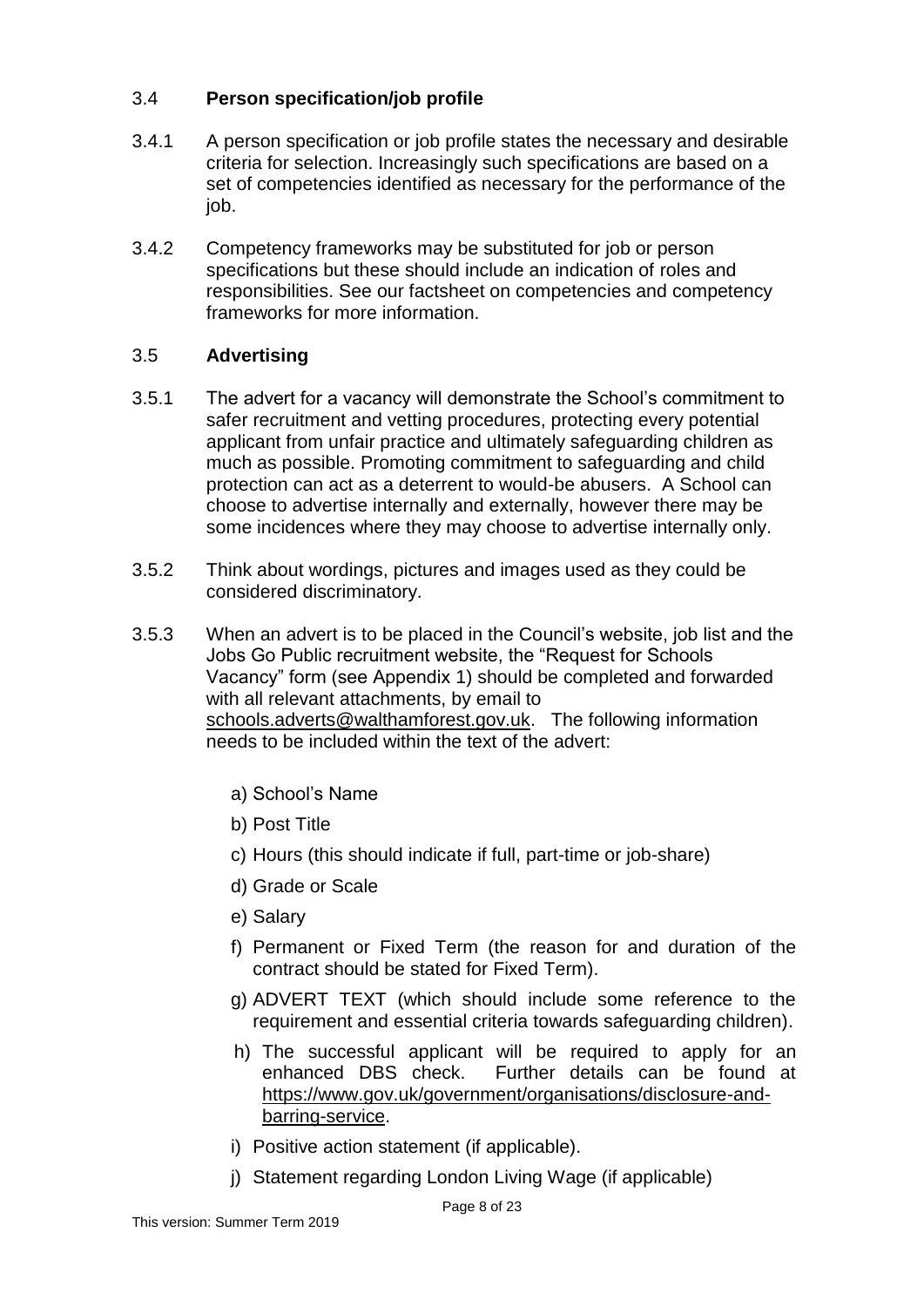### 3.4 **Person specification/job profile**

3.4.1 A person specification or job profile states the necessary and desirable criteria for selection. Increasingly such specifications are based on a set of competencies identified as necessary for the performance of the job.

3.4.2 Competency frameworks may be substituted for job or person specifications but these should include an indication of roles and responsibilities. See our factsheet on competencies and competency frameworks for more information.

### 3.5 **Advertising**

3.5.1 The advert for a vacancy will demonstrate the School's commitment to safer recruitment and vetting procedures, protecting every potential applicant from unfair practice and ultimately safeguarding children as much as possible. Promoting commitment to safeguarding and child protection can act as a deterrent to would-be abusers. A School can choose to advertise internally and externally, however there may be some incidences where they may choose to advertise internally only.

3.5.2 Think about wordings, pictures and images used as they could be considered discriminatory.

3.5.3 When an advert is to be placed in the Council's website, job list and the Jobs Go Public recruitment website, the "Request for Schools Vacancy" form (see Appendix 1) should be completed and forwarded with all relevant attachments, by email to schools.adverts@walthamforest.gov.uk. The following information needs to be included within the text of the advert:

a) School's Name
b) Post Title
c) Hours (this should indicate if full, part-time or job-share)
d) Grade or Scale
e) Salary
f) Permanent or Fixed Term (the reason for and duration of the contract should be stated for Fixed Term).
g) ADVERT TEXT (which should include some reference to the requirement and essential criteria towards safeguarding children).
h) The successful applicant will be required to apply for an enhanced DBS check. Further details can be found at https://www.gov.uk/government/organisations/disclosure-and-barring-service.
i) Positive action statement (if applicable).
j) Statement regarding London Living Wage (if applicable)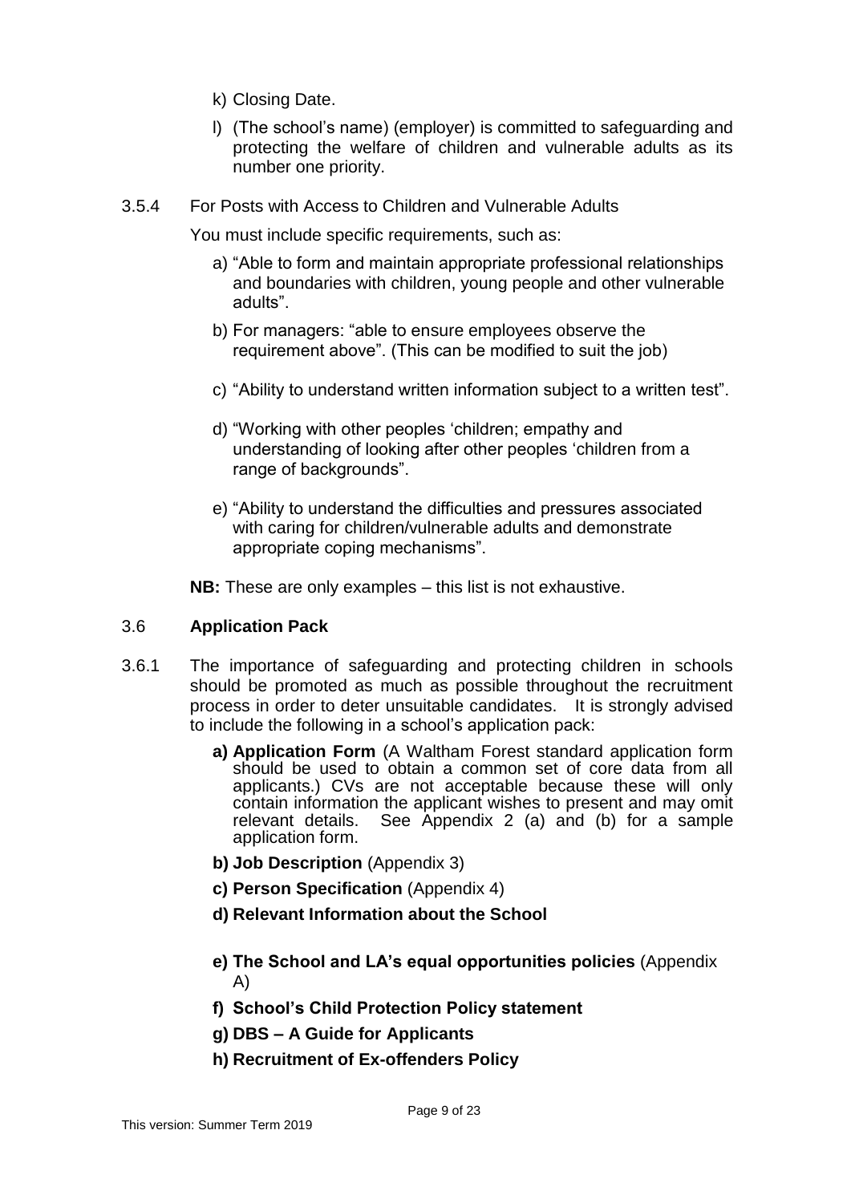k) Closing Date.

l) (The school's name) (employer) is committed to safeguarding and protecting the welfare of children and vulnerable adults as its number one priority.

3.5.4 For Posts with Access to Children and Vulnerable Adults

You must include specific requirements, such as:

a) "Able to form and maintain appropriate professional relationships and boundaries with children, young people and other vulnerable adults".

b) For managers: "able to ensure employees observe the requirement above". (This can be modified to suit the job)

c) "Ability to understand written information subject to a written test".

d) "Working with other peoples 'children; empathy and understanding of looking after other peoples 'children from a range of backgrounds".

e) "Ability to understand the difficulties and pressures associated with caring for children/vulnerable adults and demonstrate appropriate coping mechanisms".

**NB:** These are only examples – this list is not exhaustive.

### 3.6 **Application Pack**

3.6.1 The importance of safeguarding and protecting children in schools should be promoted as much as possible throughout the recruitment process in order to deter unsuitable candidates. It is strongly advised to include the following in a school's application pack:

**a) Application Form** (A Waltham Forest standard application form should be used to obtain a common set of core data from all applicants.) CVs are not acceptable because these will only contain information the applicant wishes to present and may omit relevant details. See Appendix 2 (a) and (b) for a sample application form.

**b) Job Description** (Appendix 3)

**c) Person Specification** (Appendix 4)

**d) Relevant Information about the School**

**e) The School and LA's equal opportunities policies** (Appendix A)

**f) School's Child Protection Policy statement**

**g) DBS – A Guide for Applicants**

**h) Recruitment of Ex-offenders Policy**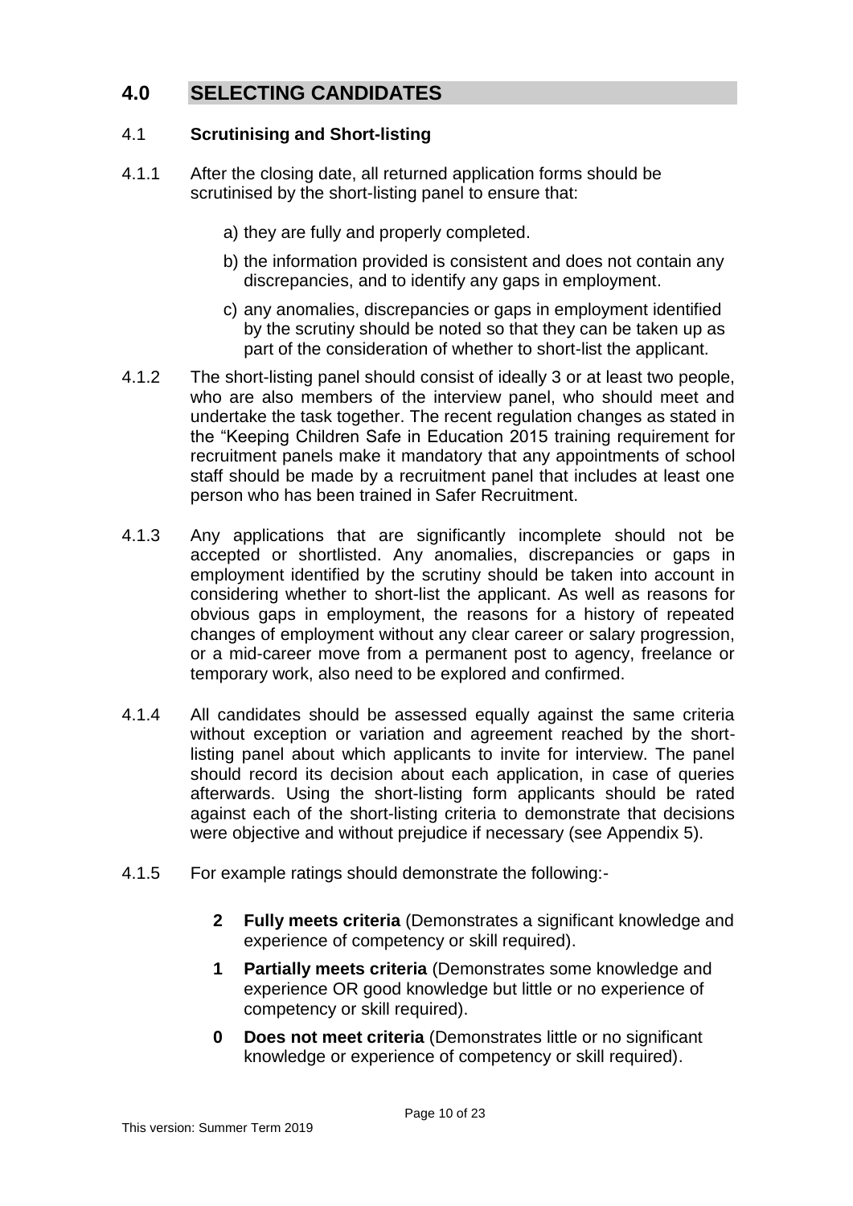## 4.0 SELECTING CANDIDATES

### 4.1 Scrutinising and Short-listing

4.1.1 After the closing date, all returned application forms should be scrutinised by the short-listing panel to ensure that:

a) they are fully and properly completed.

b) the information provided is consistent and does not contain any discrepancies, and to identify any gaps in employment.

c) any anomalies, discrepancies or gaps in employment identified by the scrutiny should be noted so that they can be taken up as part of the consideration of whether to short-list the applicant.

4.1.2 The short-listing panel should consist of ideally 3 or at least two people, who are also members of the interview panel, who should meet and undertake the task together. The recent regulation changes as stated in the "Keeping Children Safe in Education 2015 training requirement for recruitment panels make it mandatory that any appointments of school staff should be made by a recruitment panel that includes at least one person who has been trained in Safer Recruitment.

4.1.3 Any applications that are significantly incomplete should not be accepted or shortlisted. Any anomalies, discrepancies or gaps in employment identified by the scrutiny should be taken into account in considering whether to short-list the applicant. As well as reasons for obvious gaps in employment, the reasons for a history of repeated changes of employment without any clear career or salary progression, or a mid-career move from a permanent post to agency, freelance or temporary work, also need to be explored and confirmed.

4.1.4 All candidates should be assessed equally against the same criteria without exception or variation and agreement reached by the short-listing panel about which applicants to invite for interview. The panel should record its decision about each application, in case of queries afterwards. Using the short-listing form applicants should be rated against each of the short-listing criteria to demonstrate that decisions were objective and without prejudice if necessary (see Appendix 5).

4.1.5 For example ratings should demonstrate the following:-

**2 Fully meets criteria** (Demonstrates a significant knowledge and experience of competency or skill required).

**1 Partially meets criteria** (Demonstrates some knowledge and experience OR good knowledge but little or no experience of competency or skill required).

**0 Does not meet criteria** (Demonstrates little or no significant knowledge or experience of competency or skill required).

This version: Summer Term 2019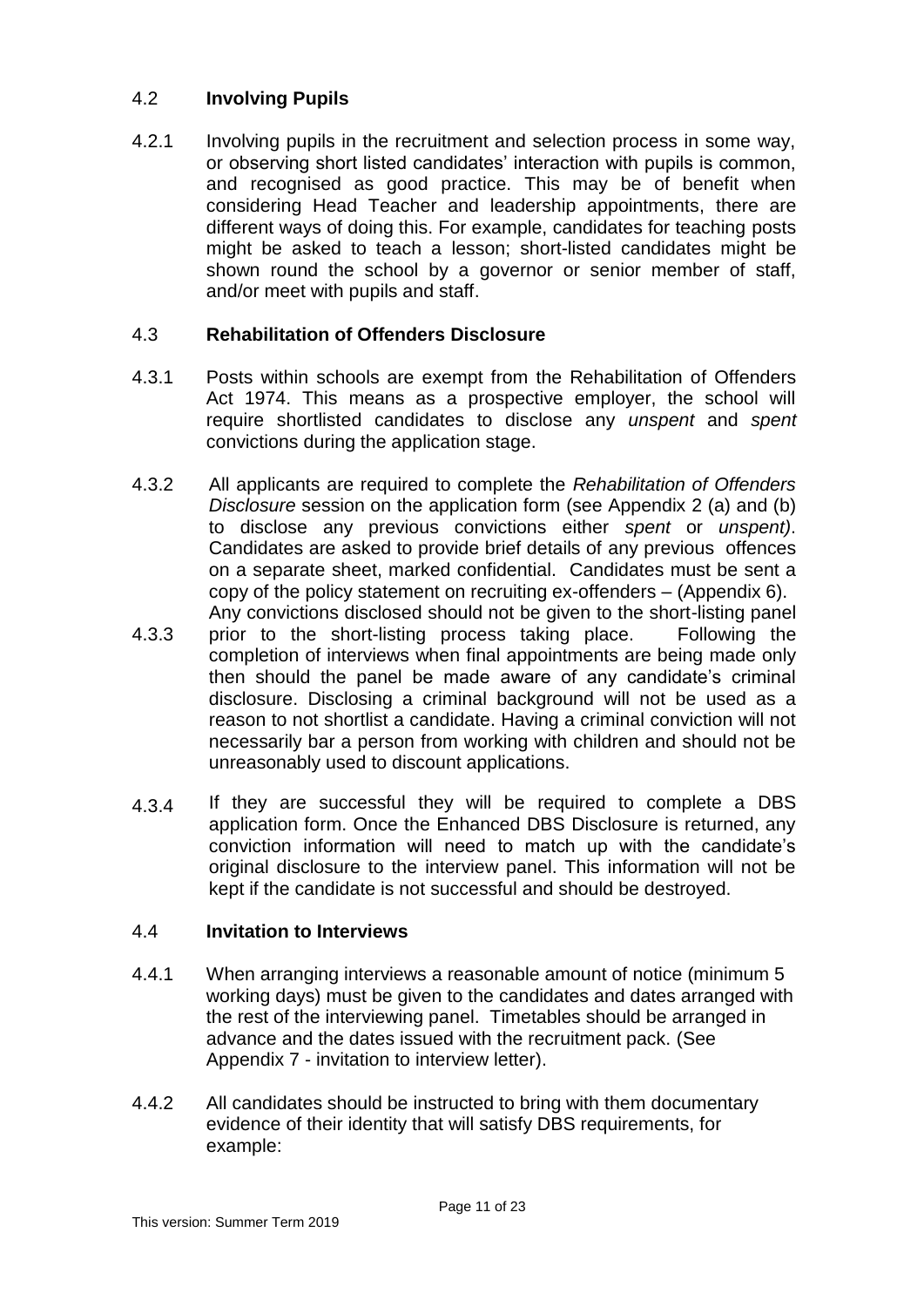### 4.2 **Involving Pupils**

4.2.1 Involving pupils in the recruitment and selection process in some way, or observing short listed candidates' interaction with pupils is common, and recognised as good practice. This may be of benefit when considering Head Teacher and leadership appointments, there are different ways of doing this. For example, candidates for teaching posts might be asked to teach a lesson; short-listed candidates might be shown round the school by a governor or senior member of staff, and/or meet with pupils and staff.

### 4.3 **Rehabilitation of Offenders Disclosure**

4.3.1 Posts within schools are exempt from the Rehabilitation of Offenders Act 1974. This means as a prospective employer, the school will require shortlisted candidates to disclose any *unspent* and *spent* convictions during the application stage.

4.3.2 All applicants are required to complete the *Rehabilitation of Offenders Disclosure* session on the application form (see Appendix 2 (a) and (b) to disclose any previous convictions either *spent* or *unspent)*. Candidates are asked to provide brief details of any previous offences on a separate sheet, marked confidential. Candidates must be sent a copy of the policy statement on recruiting ex-offenders – (Appendix 6).

4.3.3 Any convictions disclosed should not be given to the short-listing panel prior to the short-listing process taking place. Following the completion of interviews when final appointments are being made only then should the panel be made aware of any candidate's criminal disclosure. Disclosing a criminal background will not be used as a reason to not shortlist a candidate. Having a criminal conviction will not necessarily bar a person from working with children and should not be unreasonably used to discount applications.

4.3.4 If they are successful they will be required to complete a DBS application form. Once the Enhanced DBS Disclosure is returned, any conviction information will need to match up with the candidate's original disclosure to the interview panel. This information will not be kept if the candidate is not successful and should be destroyed.

### 4.4 **Invitation to Interviews**

4.4.1 When arranging interviews a reasonable amount of notice (minimum 5 working days) must be given to the candidates and dates arranged with the rest of the interviewing panel. Timetables should be arranged in advance and the dates issued with the recruitment pack. (See Appendix 7 - invitation to interview letter).

4.4.2 All candidates should be instructed to bring with them documentary evidence of their identity that will satisfy DBS requirements, for example: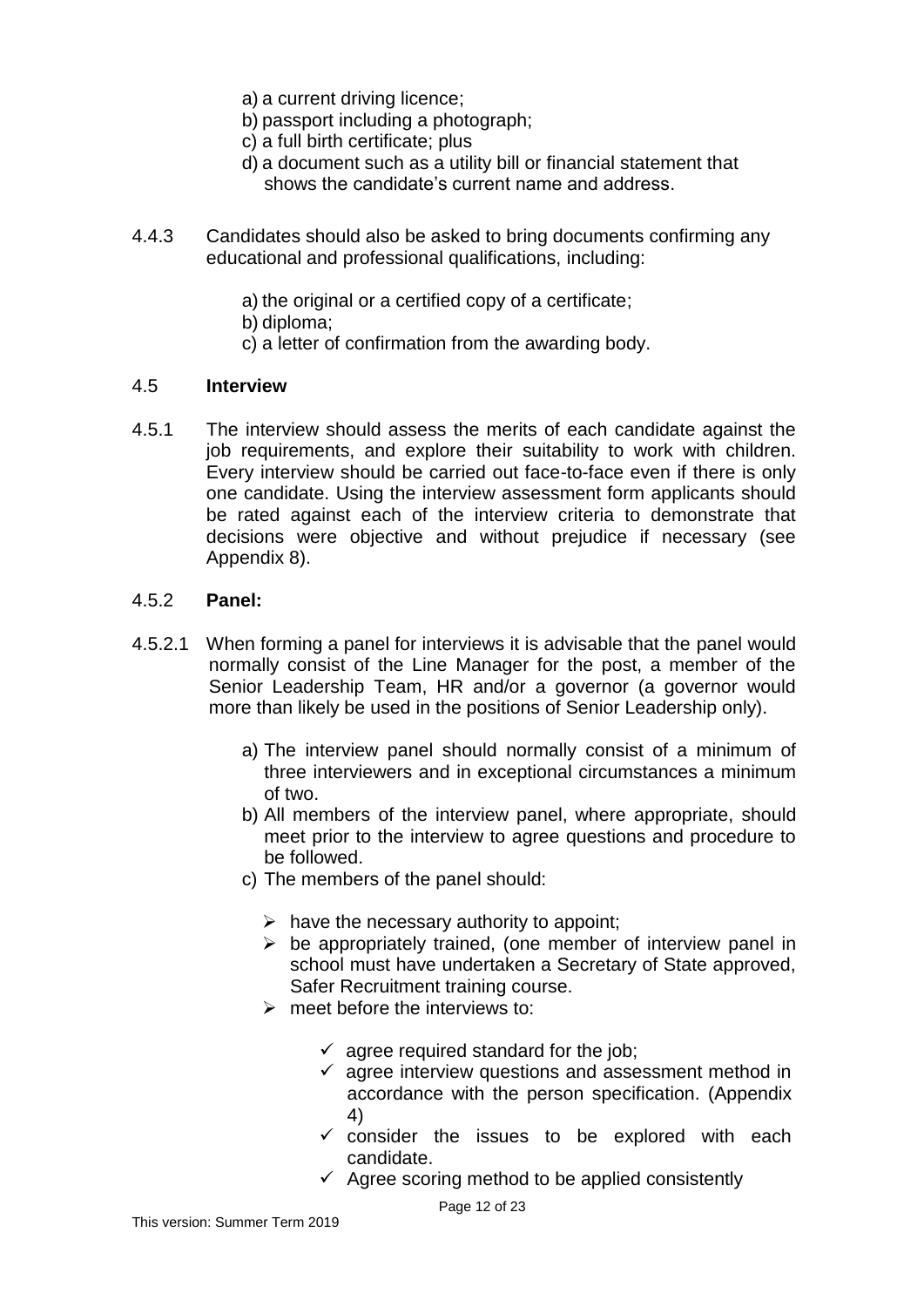a) a current driving licence;
b) passport including a photograph;
c) a full birth certificate; plus
d) a document such as a utility bill or financial statement that shows the candidate's current name and address.

4.4.3 Candidates should also be asked to bring documents confirming any educational and professional qualifications, including:

a) the original or a certified copy of a certificate;
b) diploma;
c) a letter of confirmation from the awarding body.

### 4.5 Interview

4.5.1 The interview should assess the merits of each candidate against the job requirements, and explore their suitability to work with children. Every interview should be carried out face-to-face even if there is only one candidate. Using the interview assessment form applicants should be rated against each of the interview criteria to demonstrate that decisions were objective and without prejudice if necessary (see Appendix 8).

#### 4.5.2 Panel:

4.5.2.1 When forming a panel for interviews it is advisable that the panel would normally consist of the Line Manager for the post, a member of the Senior Leadership Team, HR and/or a governor (a governor would more than likely be used in the positions of Senior Leadership only).

a) The interview panel should normally consist of a minimum of three interviewers and in exceptional circumstances a minimum of two.
b) All members of the interview panel, where appropriate, should meet prior to the interview to agree questions and procedure to be followed.
c) The members of the panel should:

- have the necessary authority to appoint;
- be appropriately trained, (one member of interview panel in school must have undertaken a Secretary of State approved, Safer Recruitment training course.
- meet before the interviews to:
  - ✓ agree required standard for the job;
  - ✓ agree interview questions and assessment method in accordance with the person specification. (Appendix 4)
  - ✓ consider the issues to be explored with each candidate.
  - ✓ Agree scoring method to be applied consistently

This version: Summer Term 2019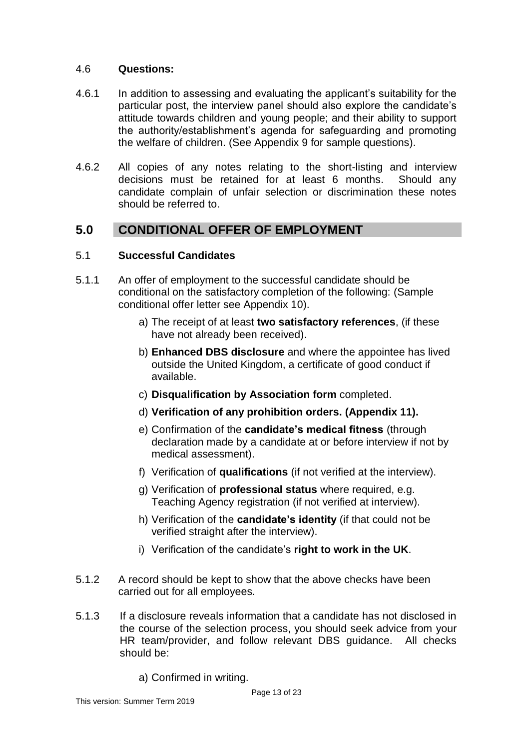### 4.6 **Questions:**

4.6.1 In addition to assessing and evaluating the applicant's suitability for the particular post, the interview panel should also explore the candidate's attitude towards children and young people; and their ability to support the authority/establishment's agenda for safeguarding and promoting the welfare of children. (See Appendix 9 for sample questions).

4.6.2 All copies of any notes relating to the short-listing and interview decisions must be retained for at least 6 months. Should any candidate complain of unfair selection or discrimination these notes should be referred to.

## 5.0 CONDITIONAL OFFER OF EMPLOYMENT

### 5.1 **Successful Candidates**

5.1.1 An offer of employment to the successful candidate should be conditional on the satisfactory completion of the following: (Sample conditional offer letter see Appendix 10).

a) The receipt of at least **two satisfactory references**, (if these have not already been received).

b) **Enhanced DBS disclosure** and where the appointee has lived outside the United Kingdom, a certificate of good conduct if available.

c) **Disqualification by Association form** completed.

d) **Verification of any prohibition orders. (Appendix 11).**

e) Confirmation of the **candidate's medical fitness** (through declaration made by a candidate at or before interview if not by medical assessment).

f) Verification of **qualifications** (if not verified at the interview).

g) Verification of **professional status** where required, e.g. Teaching Agency registration (if not verified at interview).

h) Verification of the **candidate's identity** (if that could not be verified straight after the interview).

i) Verification of the candidate's **right to work in the UK**.

5.1.2 A record should be kept to show that the above checks have been carried out for all employees.

5.1.3 If a disclosure reveals information that a candidate has not disclosed in the course of the selection process, you should seek advice from your HR team/provider, and follow relevant DBS guidance. All checks should be:

a) Confirmed in writing.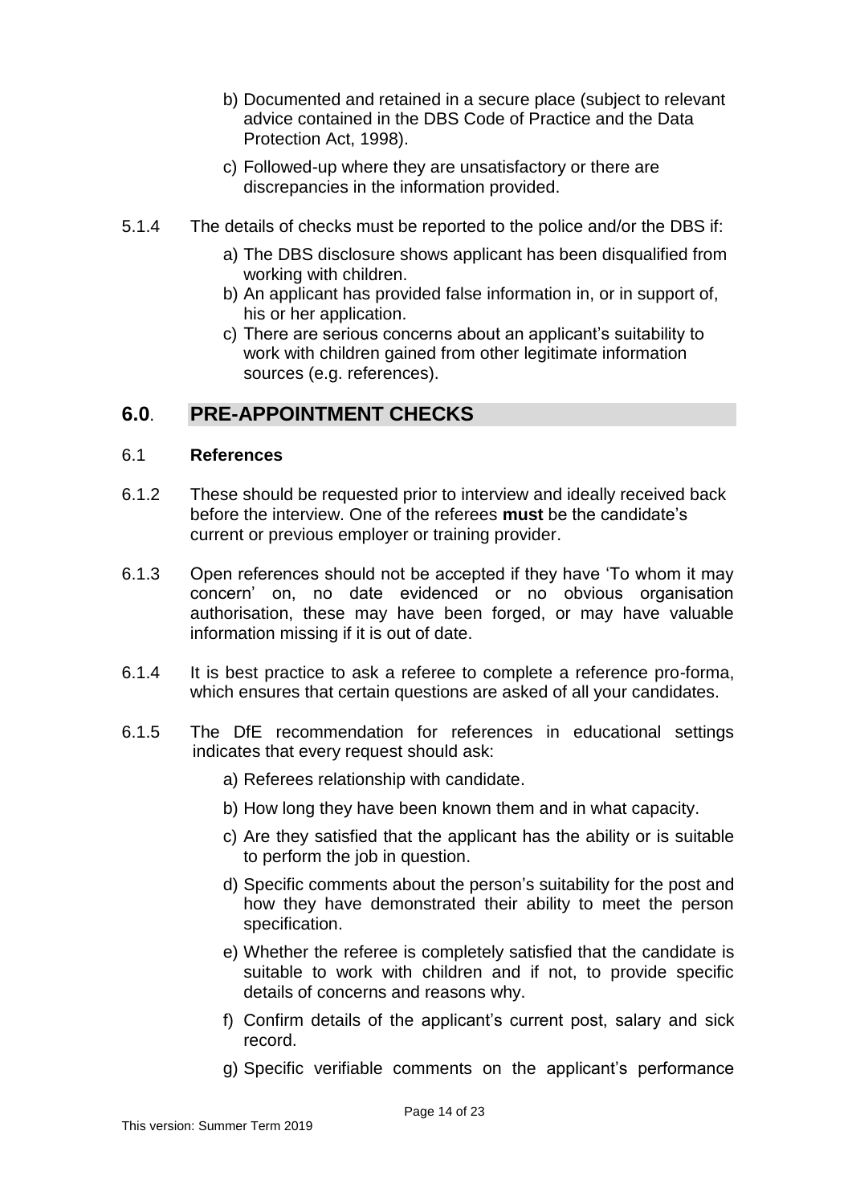b) Documented and retained in a secure place (subject to relevant advice contained in the DBS Code of Practice and the Data Protection Act, 1998).

c) Followed-up where they are unsatisfactory or there are discrepancies in the information provided.

5.1.4 The details of checks must be reported to the police and/or the DBS if:

a) The DBS disclosure shows applicant has been disqualified from working with children.
b) An applicant has provided false information in, or in support of, his or her application.
c) There are serious concerns about an applicant's suitability to work with children gained from other legitimate information sources (e.g. references).

## 6.0. PRE-APPOINTMENT CHECKS

### 6.1 References

6.1.2 These should be requested prior to interview and ideally received back before the interview. One of the referees **must** be the candidate's current or previous employer or training provider.

6.1.3 Open references should not be accepted if they have 'To whom it may concern' on, no date evidenced or no obvious organisation authorisation, these may have been forged, or may have valuable information missing if it is out of date.

6.1.4 It is best practice to ask a referee to complete a reference pro-forma, which ensures that certain questions are asked of all your candidates.

6.1.5 The DfE recommendation for references in educational settings indicates that every request should ask:

a) Referees relationship with candidate.

b) How long they have been known them and in what capacity.

c) Are they satisfied that the applicant has the ability or is suitable to perform the job in question.

d) Specific comments about the person's suitability for the post and how they have demonstrated their ability to meet the person specification.

e) Whether the referee is completely satisfied that the candidate is suitable to work with children and if not, to provide specific details of concerns and reasons why.

f) Confirm details of the applicant's current post, salary and sick record.

g) Specific verifiable comments on the applicant's performance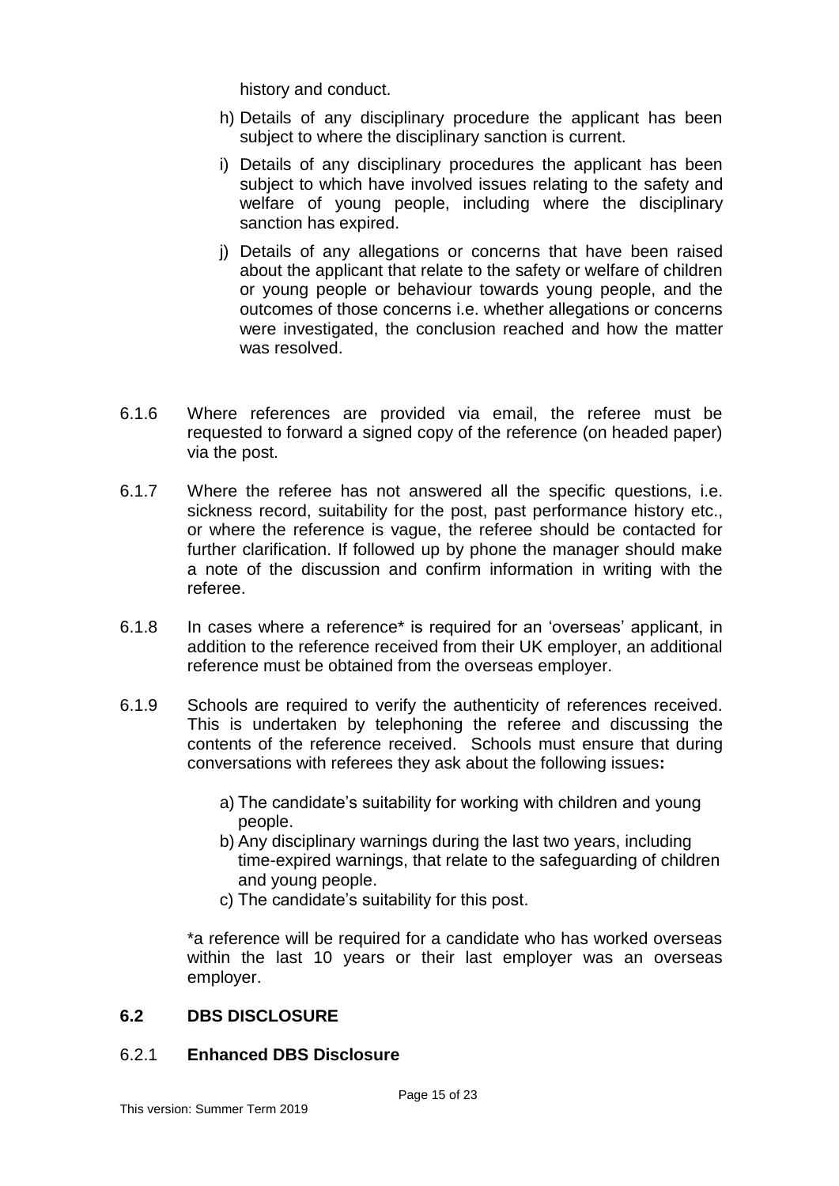history and conduct.

h) Details of any disciplinary procedure the applicant has been subject to where the disciplinary sanction is current.

i) Details of any disciplinary procedures the applicant has been subject to which have involved issues relating to the safety and welfare of young people, including where the disciplinary sanction has expired.

j) Details of any allegations or concerns that have been raised about the applicant that relate to the safety or welfare of children or young people or behaviour towards young people, and the outcomes of those concerns i.e. whether allegations or concerns were investigated, the conclusion reached and how the matter was resolved.

6.1.6 Where references are provided via email, the referee must be requested to forward a signed copy of the reference (on headed paper) via the post.

6.1.7 Where the referee has not answered all the specific questions, i.e. sickness record, suitability for the post, past performance history etc., or where the reference is vague, the referee should be contacted for further clarification. If followed up by phone the manager should make a note of the discussion and confirm information in writing with the referee.

6.1.8 In cases where a reference* is required for an 'overseas' applicant, in addition to the reference received from their UK employer, an additional reference must be obtained from the overseas employer.

6.1.9 Schools are required to verify the authenticity of references received. This is undertaken by telephoning the referee and discussing the contents of the reference received. Schools must ensure that during conversations with referees they ask about the following issues**:**

a) The candidate's suitability for working with children and young people.
b) Any disciplinary warnings during the last two years, including time-expired warnings, that relate to the safeguarding of children and young people.
c) The candidate's suitability for this post.

*a reference will be required for a candidate who has worked overseas within the last 10 years or their last employer was an overseas employer.

## 6.2 DBS DISCLOSURE

### 6.2.1 Enhanced DBS Disclosure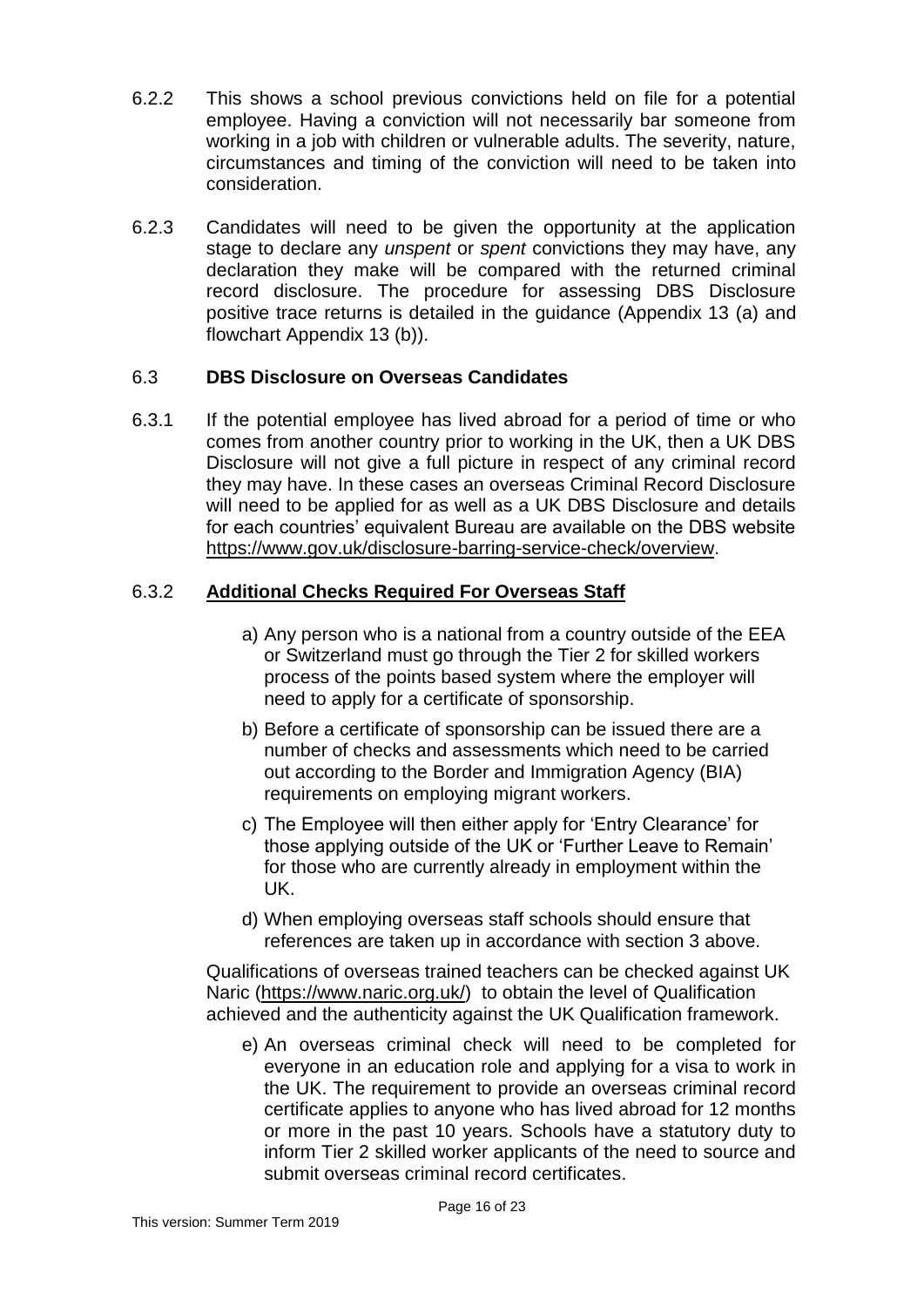6.2.2 This shows a school previous convictions held on file for a potential employee. Having a conviction will not necessarily bar someone from working in a job with children or vulnerable adults. The severity, nature, circumstances and timing of the conviction will need to be taken into consideration.

6.2.3 Candidates will need to be given the opportunity at the application stage to declare any *unspent* or *spent* convictions they may have, any declaration they make will be compared with the returned criminal record disclosure. The procedure for assessing DBS Disclosure positive trace returns is detailed in the guidance (Appendix 13 (a) and flowchart Appendix 13 (b)).

### 6.3 **DBS Disclosure on Overseas Candidates**

6.3.1 If the potential employee has lived abroad for a period of time or who comes from another country prior to working in the UK, then a UK DBS Disclosure will not give a full picture in respect of any criminal record they may have. In these cases an overseas Criminal Record Disclosure will need to be applied for as well as a UK DBS Disclosure and details for each countries' equivalent Bureau are available on the DBS website https://www.gov.uk/disclosure-barring-service-check/overview.

#### 6.3.2 **Additional Checks Required For Overseas Staff**

a) Any person who is a national from a country outside of the EEA or Switzerland must go through the Tier 2 for skilled workers process of the points based system where the employer will need to apply for a certificate of sponsorship.

b) Before a certificate of sponsorship can be issued there are a number of checks and assessments which need to be carried out according to the Border and Immigration Agency (BIA) requirements on employing migrant workers.

c) The Employee will then either apply for 'Entry Clearance' for those applying outside of the UK or 'Further Leave to Remain' for those who are currently already in employment within the UK.

d) When employing overseas staff schools should ensure that references are taken up in accordance with section 3 above.

Qualifications of overseas trained teachers can be checked against UK Naric (https://www.naric.org.uk/) to obtain the level of Qualification achieved and the authenticity against the UK Qualification framework.

e) An overseas criminal check will need to be completed for everyone in an education role and applying for a visa to work in the UK. The requirement to provide an overseas criminal record certificate applies to anyone who has lived abroad for 12 months or more in the past 10 years. Schools have a statutory duty to inform Tier 2 skilled worker applicants of the need to source and submit overseas criminal record certificates.

This version: Summer Term 2019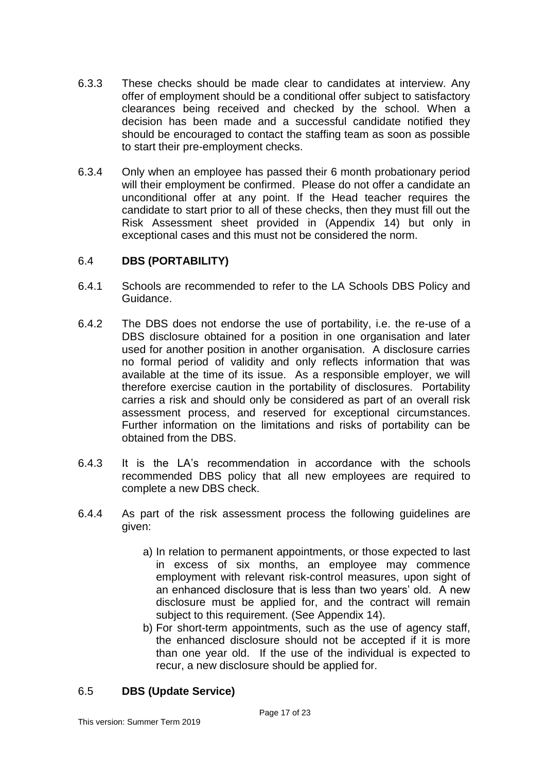6.3.3 These checks should be made clear to candidates at interview. Any offer of employment should be a conditional offer subject to satisfactory clearances being received and checked by the school. When a decision has been made and a successful candidate notified they should be encouraged to contact the staffing team as soon as possible to start their pre-employment checks.

6.3.4 Only when an employee has passed their 6 month probationary period will their employment be confirmed. Please do not offer a candidate an unconditional offer at any point. If the Head teacher requires the candidate to start prior to all of these checks, then they must fill out the Risk Assessment sheet provided in (Appendix 14) but only in exceptional cases and this must not be considered the norm.

## 6.4 DBS (PORTABILITY)

6.4.1 Schools are recommended to refer to the LA Schools DBS Policy and Guidance.

6.4.2 The DBS does not endorse the use of portability, i.e. the re-use of a DBS disclosure obtained for a position in one organisation and later used for another position in another organisation. A disclosure carries no formal period of validity and only reflects information that was available at the time of its issue. As a responsible employer, we will therefore exercise caution in the portability of disclosures. Portability carries a risk and should only be considered as part of an overall risk assessment process, and reserved for exceptional circumstances. Further information on the limitations and risks of portability can be obtained from the DBS.

6.4.3 It is the LA's recommendation in accordance with the schools recommended DBS policy that all new employees are required to complete a new DBS check.

6.4.4 As part of the risk assessment process the following guidelines are given:

a) In relation to permanent appointments, or those expected to last in excess of six months, an employee may commence employment with relevant risk-control measures, upon sight of an enhanced disclosure that is less than two years' old. A new disclosure must be applied for, and the contract will remain subject to this requirement. (See Appendix 14).

b) For short-term appointments, such as the use of agency staff, the enhanced disclosure should not be accepted if it is more than one year old. If the use of the individual is expected to recur, a new disclosure should be applied for.

## 6.5 DBS (Update Service)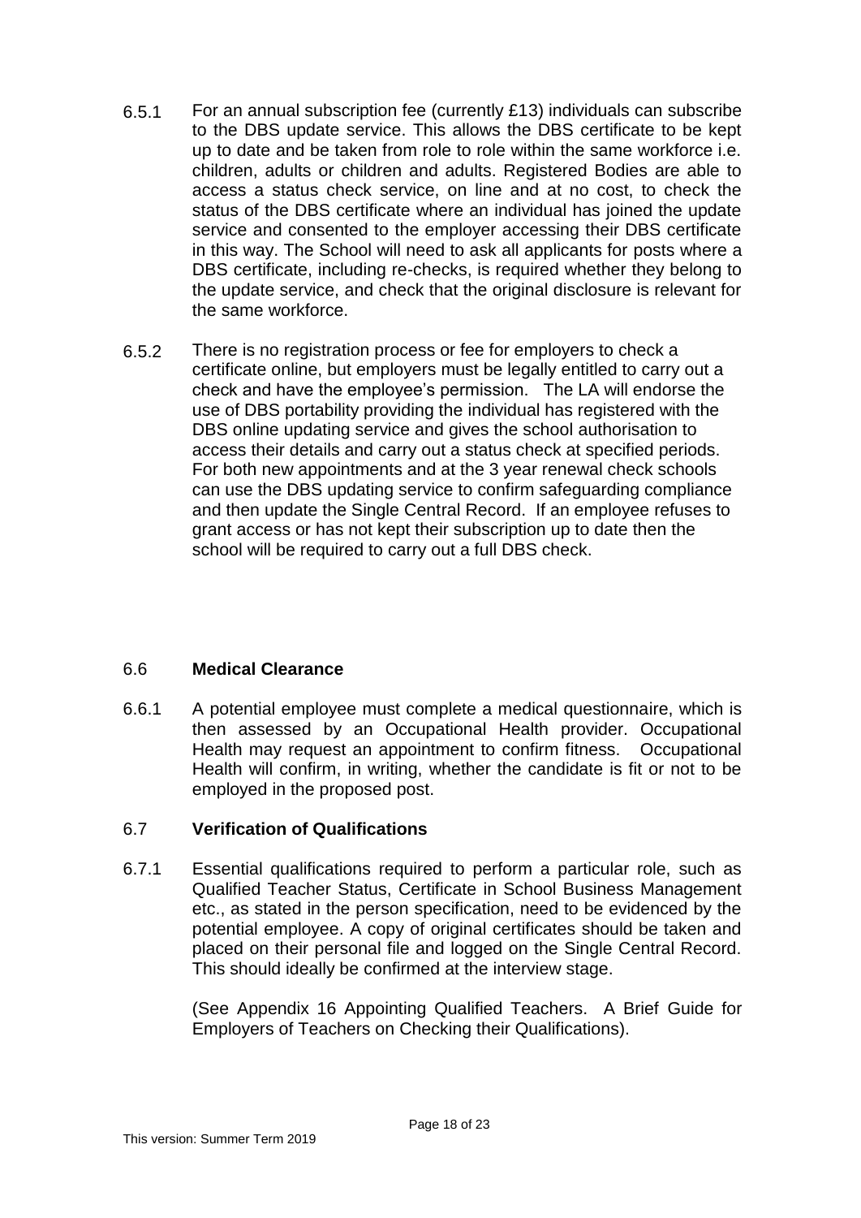6.5.1 For an annual subscription fee (currently £13) individuals can subscribe to the DBS update service. This allows the DBS certificate to be kept up to date and be taken from role to role within the same workforce i.e. children, adults or children and adults. Registered Bodies are able to access a status check service, on line and at no cost, to check the status of the DBS certificate where an individual has joined the update service and consented to the employer accessing their DBS certificate in this way. The School will need to ask all applicants for posts where a DBS certificate, including re-checks, is required whether they belong to the update service, and check that the original disclosure is relevant for the same workforce.

6.5.2 There is no registration process or fee for employers to check a certificate online, but employers must be legally entitled to carry out a check and have the employee's permission. The LA will endorse the use of DBS portability providing the individual has registered with the DBS online updating service and gives the school authorisation to access their details and carry out a status check at specified periods. For both new appointments and at the 3 year renewal check schools can use the DBS updating service to confirm safeguarding compliance and then update the Single Central Record. If an employee refuses to grant access or has not kept their subscription up to date then the school will be required to carry out a full DBS check.

### 6.6 Medical Clearance

6.6.1 A potential employee must complete a medical questionnaire, which is then assessed by an Occupational Health provider. Occupational Health may request an appointment to confirm fitness. Occupational Health will confirm, in writing, whether the candidate is fit or not to be employed in the proposed post.

### 6.7 Verification of Qualifications

6.7.1 Essential qualifications required to perform a particular role, such as Qualified Teacher Status, Certificate in School Business Management etc., as stated in the person specification, need to be evidenced by the potential employee. A copy of original certificates should be taken and placed on their personal file and logged on the Single Central Record. This should ideally be confirmed at the interview stage.

(See Appendix 16 Appointing Qualified Teachers. A Brief Guide for Employers of Teachers on Checking their Qualifications).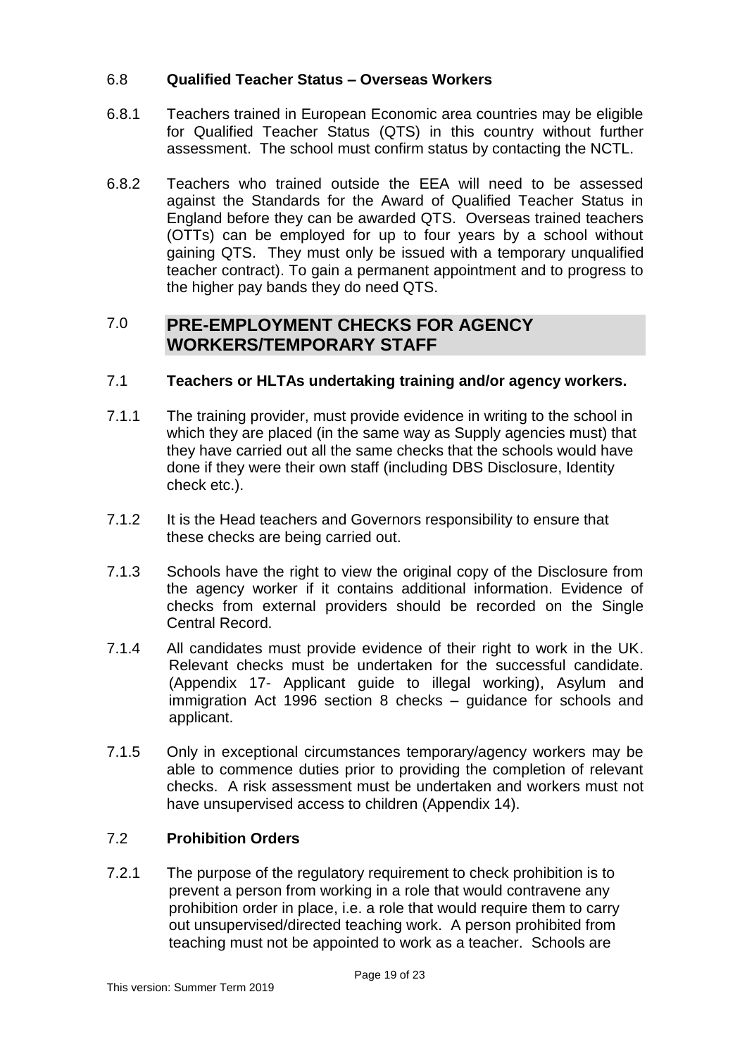### 6.8 Qualified Teacher Status – Overseas Workers

6.8.1 Teachers trained in European Economic area countries may be eligible for Qualified Teacher Status (QTS) in this country without further assessment. The school must confirm status by contacting the NCTL.

6.8.2 Teachers who trained outside the EEA will need to be assessed against the Standards for the Award of Qualified Teacher Status in England before they can be awarded QTS. Overseas trained teachers (OTTs) can be employed for up to four years by a school without gaining QTS. They must only be issued with a temporary unqualified teacher contract). To gain a permanent appointment and to progress to the higher pay bands they do need QTS.

## 7.0 PRE-EMPLOYMENT CHECKS FOR AGENCY WORKERS/TEMPORARY STAFF

### 7.1 Teachers or HLTAs undertaking training and/or agency workers.

7.1.1 The training provider, must provide evidence in writing to the school in which they are placed (in the same way as Supply agencies must) that they have carried out all the same checks that the schools would have done if they were their own staff (including DBS Disclosure, Identity check etc.).

7.1.2 It is the Head teachers and Governors responsibility to ensure that these checks are being carried out.

7.1.3 Schools have the right to view the original copy of the Disclosure from the agency worker if it contains additional information. Evidence of checks from external providers should be recorded on the Single Central Record.

7.1.4 All candidates must provide evidence of their right to work in the UK. Relevant checks must be undertaken for the successful candidate. (Appendix 17- Applicant guide to illegal working), Asylum and immigration Act 1996 section 8 checks – guidance for schools and applicant.

7.1.5 Only in exceptional circumstances temporary/agency workers may be able to commence duties prior to providing the completion of relevant checks. A risk assessment must be undertaken and workers must not have unsupervised access to children (Appendix 14).

### 7.2 Prohibition Orders

7.2.1 The purpose of the regulatory requirement to check prohibition is to prevent a person from working in a role that would contravene any prohibition order in place, i.e. a role that would require them to carry out unsupervised/directed teaching work. A person prohibited from teaching must not be appointed to work as a teacher. Schools are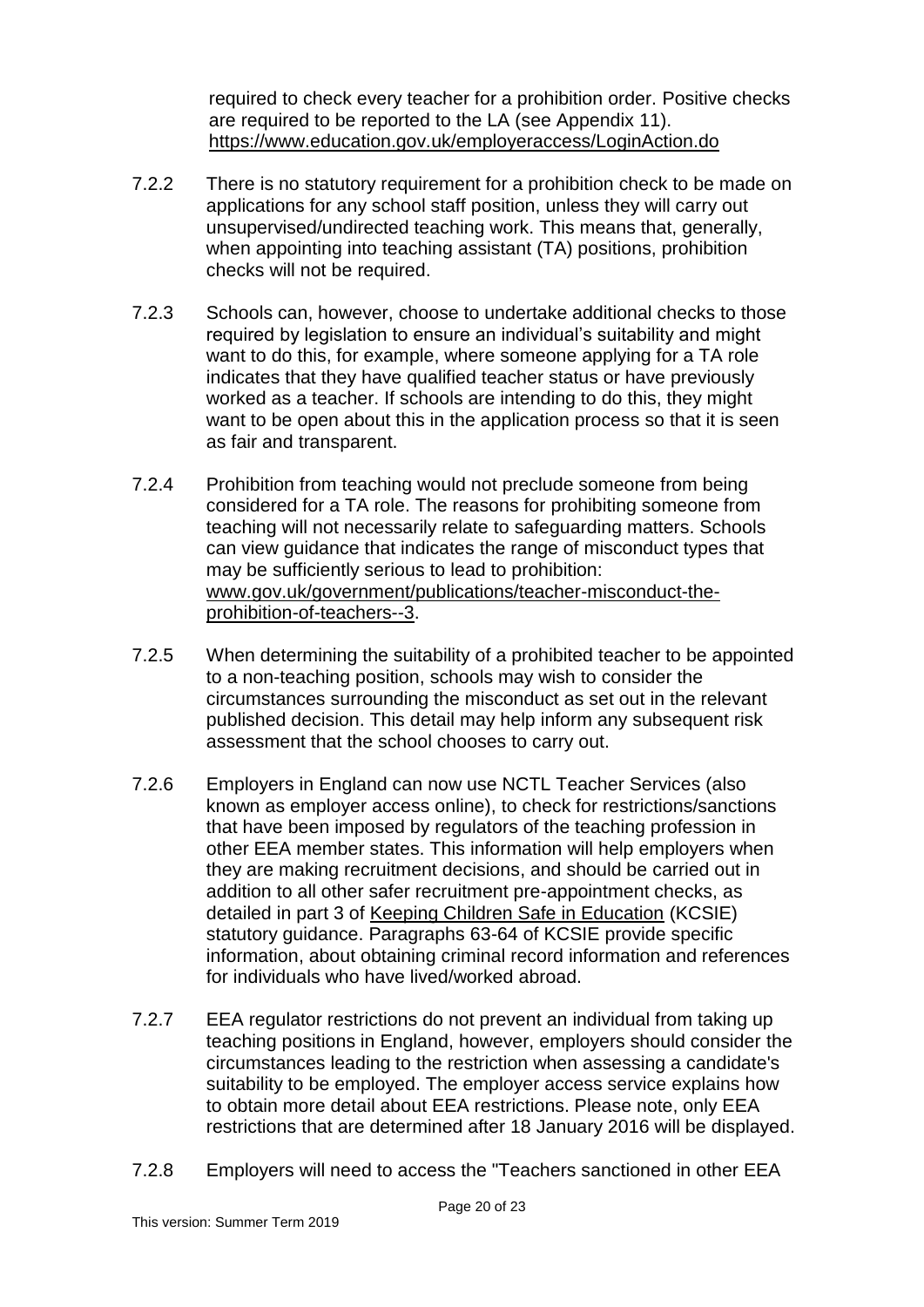required to check every teacher for a prohibition order. Positive checks are required to be reported to the LA (see Appendix 11). https://www.education.gov.uk/employeraccess/LoginAction.do

7.2.2 There is no statutory requirement for a prohibition check to be made on applications for any school staff position, unless they will carry out unsupervised/undirected teaching work. This means that, generally, when appointing into teaching assistant (TA) positions, prohibition checks will not be required.

7.2.3 Schools can, however, choose to undertake additional checks to those required by legislation to ensure an individual's suitability and might want to do this, for example, where someone applying for a TA role indicates that they have qualified teacher status or have previously worked as a teacher. If schools are intending to do this, they might want to be open about this in the application process so that it is seen as fair and transparent.

7.2.4 Prohibition from teaching would not preclude someone from being considered for a TA role. The reasons for prohibiting someone from teaching will not necessarily relate to safeguarding matters. Schools can view guidance that indicates the range of misconduct types that may be sufficiently serious to lead to prohibition: www.gov.uk/government/publications/teacher-misconduct-the-prohibition-of-teachers--3.

7.2.5 When determining the suitability of a prohibited teacher to be appointed to a non-teaching position, schools may wish to consider the circumstances surrounding the misconduct as set out in the relevant published decision. This detail may help inform any subsequent risk assessment that the school chooses to carry out.

7.2.6 Employers in England can now use NCTL Teacher Services (also known as employer access online), to check for restrictions/sanctions that have been imposed by regulators of the teaching profession in other EEA member states. This information will help employers when they are making recruitment decisions, and should be carried out in addition to all other safer recruitment pre-appointment checks, as detailed in part 3 of Keeping Children Safe in Education (KCSIE) statutory guidance. Paragraphs 63-64 of KCSIE provide specific information, about obtaining criminal record information and references for individuals who have lived/worked abroad.

7.2.7 EEA regulator restrictions do not prevent an individual from taking up teaching positions in England, however, employers should consider the circumstances leading to the restriction when assessing a candidate's suitability to be employed. The employer access service explains how to obtain more detail about EEA restrictions. Please note, only EEA restrictions that are determined after 18 January 2016 will be displayed.

7.2.8 Employers will need to access the "Teachers sanctioned in other EEA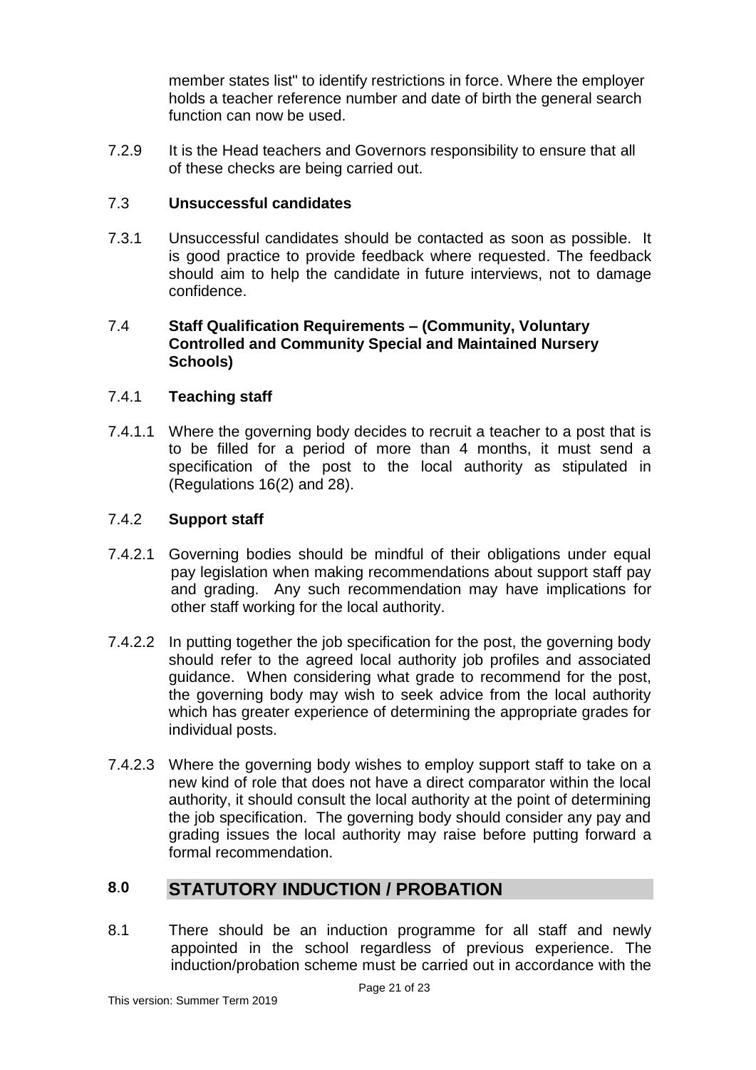member states list" to identify restrictions in force. Where the employer holds a teacher reference number and date of birth the general search function can now be used.

7.2.9 It is the Head teachers and Governors responsibility to ensure that all of these checks are being carried out.

### 7.3 Unsuccessful candidates

7.3.1 Unsuccessful candidates should be contacted as soon as possible. It is good practice to provide feedback where requested. The feedback should aim to help the candidate in future interviews, not to damage confidence.

### 7.4 Staff Qualification Requirements – (Community, Voluntary Controlled and Community Special and Maintained Nursery Schools)

#### 7.4.1 Teaching staff

7.4.1.1 Where the governing body decides to recruit a teacher to a post that is to be filled for a period of more than 4 months, it must send a specification of the post to the local authority as stipulated in (Regulations 16(2) and 28).

#### 7.4.2 Support staff

7.4.2.1 Governing bodies should be mindful of their obligations under equal pay legislation when making recommendations about support staff pay and grading. Any such recommendation may have implications for other staff working for the local authority.

7.4.2.2 In putting together the job specification for the post, the governing body should refer to the agreed local authority job profiles and associated guidance. When considering what grade to recommend for the post, the governing body may wish to seek advice from the local authority which has greater experience of determining the appropriate grades for individual posts.

7.4.2.3 Where the governing body wishes to employ support staff to take on a new kind of role that does not have a direct comparator within the local authority, it should consult the local authority at the point of determining the job specification. The governing body should consider any pay and grading issues the local authority may raise before putting forward a formal recommendation.

## 8.0 STATUTORY INDUCTION / PROBATION

8.1 There should be an induction programme for all staff and newly appointed in the school regardless of previous experience. The induction/probation scheme must be carried out in accordance with the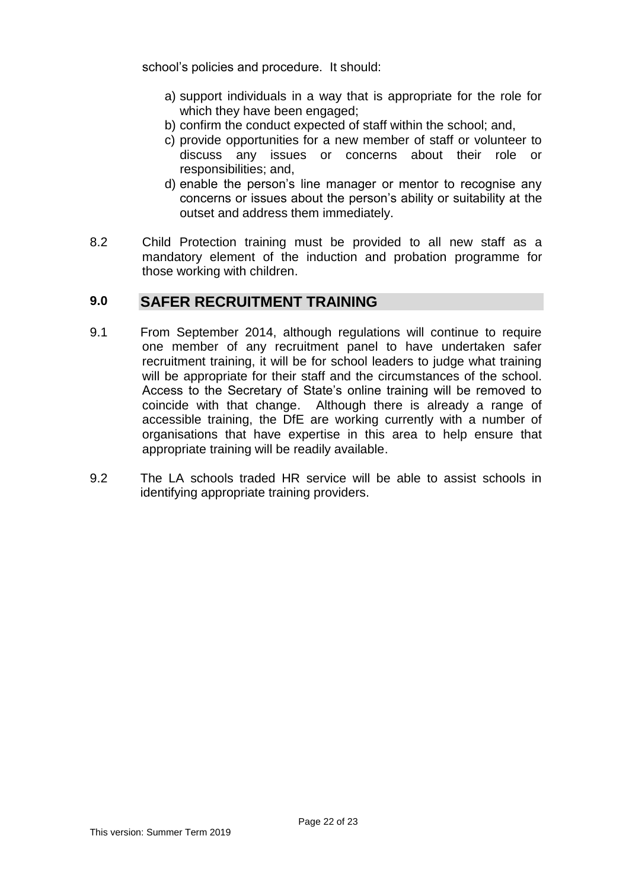school's policies and procedure. It should:

a) support individuals in a way that is appropriate for the role for which they have been engaged;
b) confirm the conduct expected of staff within the school; and,
c) provide opportunities for a new member of staff or volunteer to discuss any issues or concerns about their role or responsibilities; and,
d) enable the person's line manager or mentor to recognise any concerns or issues about the person's ability or suitability at the outset and address them immediately.

8.2 Child Protection training must be provided to all new staff as a mandatory element of the induction and probation programme for those working with children.

## 9.0 SAFER RECRUITMENT TRAINING

9.1 From September 2014, although regulations will continue to require one member of any recruitment panel to have undertaken safer recruitment training, it will be for school leaders to judge what training will be appropriate for their staff and the circumstances of the school. Access to the Secretary of State's online training will be removed to coincide with that change. Although there is already a range of accessible training, the DfE are working currently with a number of organisations that have expertise in this area to help ensure that appropriate training will be readily available.

9.2 The LA schools traded HR service will be able to assist schools in identifying appropriate training providers.

This version: Summer Term 2019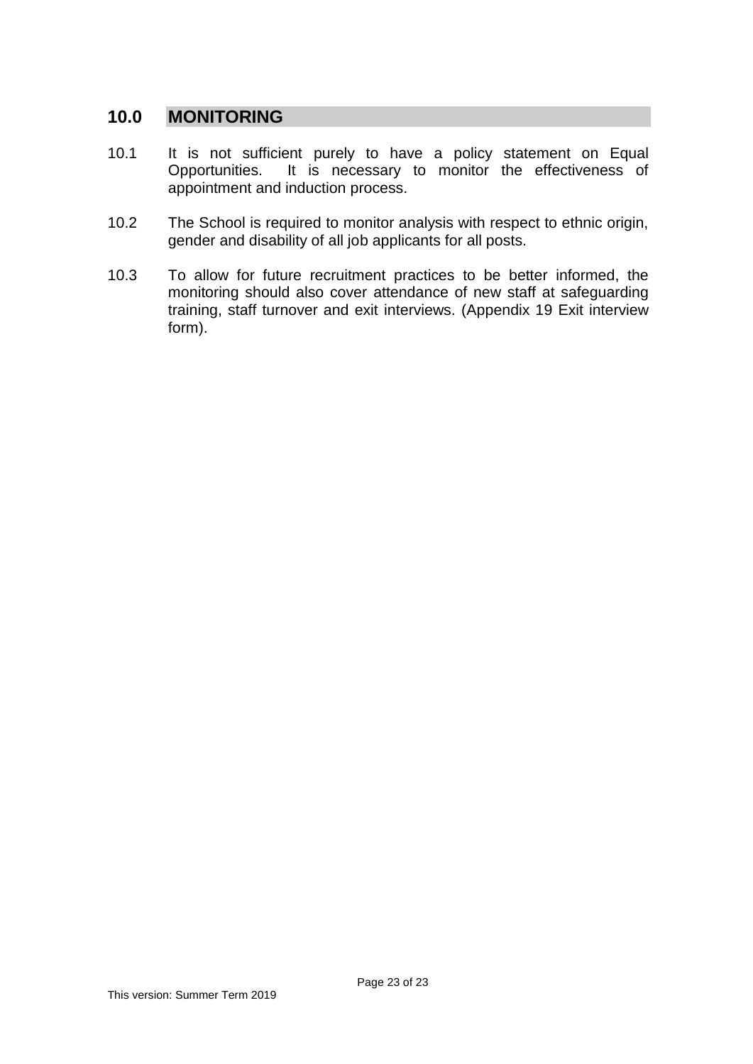## 10.0 MONITORING

10.1 It is not sufficient purely to have a policy statement on Equal Opportunities. It is necessary to monitor the effectiveness of appointment and induction process.

10.2 The School is required to monitor analysis with respect to ethnic origin, gender and disability of all job applicants for all posts.

10.3 To allow for future recruitment practices to be better informed, the monitoring should also cover attendance of new staff at safeguarding training, staff turnover and exit interviews. (Appendix 19 Exit interview form).

This version: Summer Term 2019